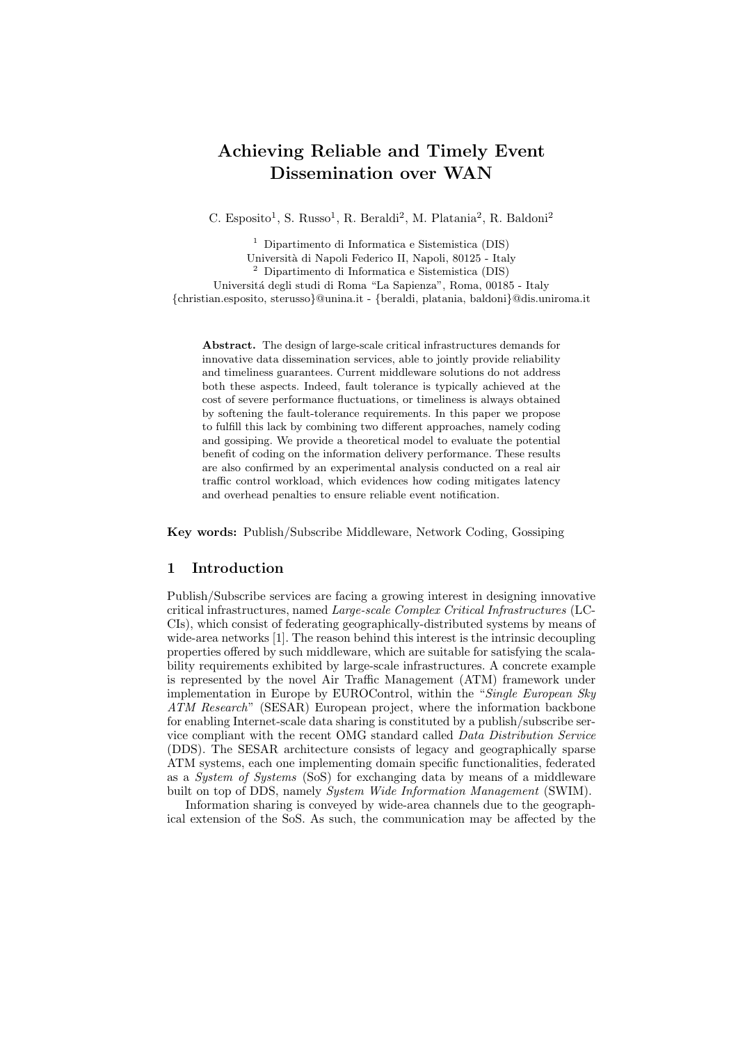# Achieving Reliable and Timely Event Dissemination over WAN

C. Esposito[1], S. Russo[1], R. Beraldi[2], M. Platania[2], R. Baldoni[2]

[1] Dipartimento di Informatica e Sistemistica (DIS)
Università di Napoli Federico II, Napoli, 80125 - Italy
[2] Dipartimento di Informatica e Sistemistica (DIS)
Universitá degli studi di Roma "La Sapienza", Roma, 00185 - Italy
{christian.esposito, sterusso}@unina.it - {beraldi, platania, baldoni}@dis.uniroma.it

**Abstract.** The design of large-scale critical infrastructures demands for innovative data dissemination services, able to jointly provide reliability and timeliness guarantees. Current middleware solutions do not address both these aspects. Indeed, fault tolerance is typically achieved at the cost of severe performance fluctuations, or timeliness is always obtained by softening the fault-tolerance requirements. In this paper we propose to fulfill this lack by combining two different approaches, namely coding and gossiping. We provide a theoretical model to evaluate the potential benefit of coding on the information delivery performance. These results are also confirmed by an experimental analysis conducted on a real air traffic control workload, which evidences how coding mitigates latency and overhead penalties to ensure reliable event notification.

**Key words:** Publish/Subscribe Middleware, Network Coding, Gossiping

## 1 Introduction

Publish/Subscribe services are facing a growing interest in designing innovative critical infrastructures, named *Large-scale Complex Critical Infrastructures* (LC-CIs), which consist of federating geographically-distributed systems by means of wide-area networks [1]. The reason behind this interest is the intrinsic decoupling properties offered by such middleware, which are suitable for satisfying the scalability requirements exhibited by large-scale infrastructures. A concrete example is represented by the novel Air Traffic Management (ATM) framework under implementation in Europe by EUROControl, within the "*Single European Sky ATM Research*" (SESAR) European project, where the information backbone for enabling Internet-scale data sharing is constituted by a publish/subscribe service compliant with the recent OMG standard called *Data Distribution Service* (DDS). The SESAR architecture consists of legacy and geographically sparse ATM systems, each one implementing domain specific functionalities, federated as a *System of Systems* (SoS) for exchanging data by means of a middleware built on top of DDS, namely *System Wide Information Management* (SWIM).

Information sharing is conveyed by wide-area channels due to the geographical extension of the SoS. As such, the communication may be affected by the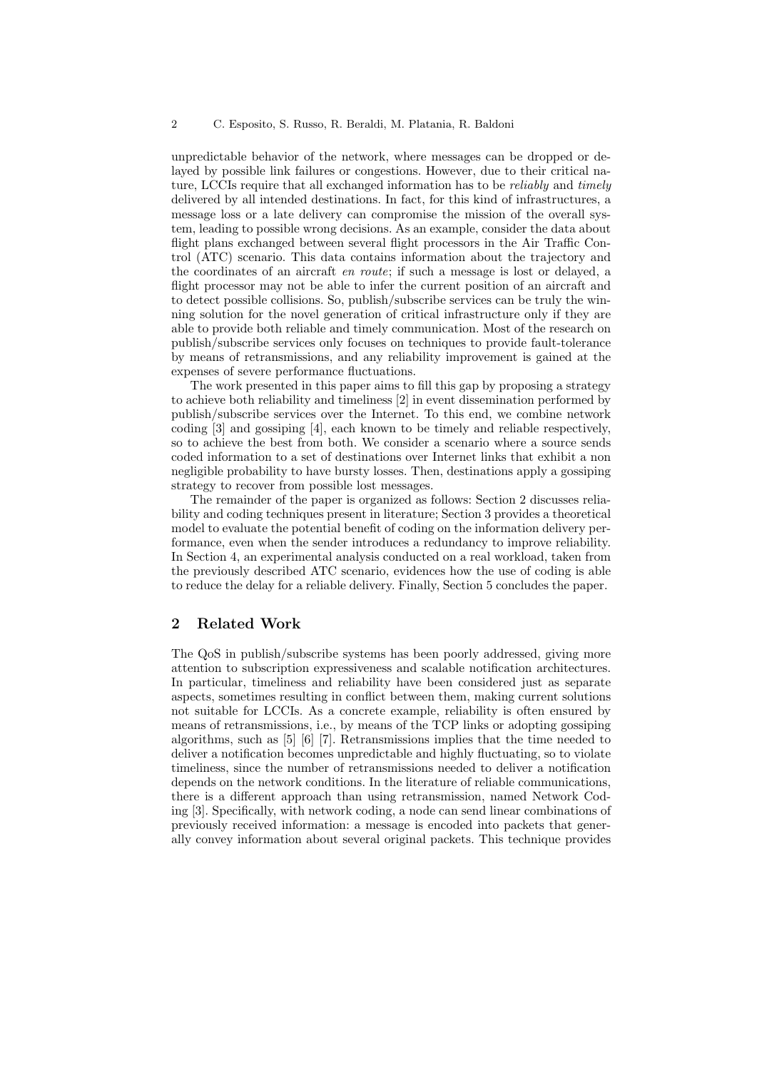unpredictable behavior of the network, where messages can be dropped or delayed by possible link failures or congestions. However, due to their critical nature, LCCIs require that all exchanged information has to be *reliably* and *timely* delivered by all intended destinations. In fact, for this kind of infrastructures, a message loss or a late delivery can compromise the mission of the overall system, leading to possible wrong decisions. As an example, consider the data about flight plans exchanged between several flight processors in the Air Traffic Control (ATC) scenario. This data contains information about the trajectory and the coordinates of an aircraft *en route*; if such a message is lost or delayed, a flight processor may not be able to infer the current position of an aircraft and to detect possible collisions. So, publish/subscribe services can be truly the winning solution for the novel generation of critical infrastructure only if they are able to provide both reliable and timely communication. Most of the research on publish/subscribe services only focuses on techniques to provide fault-tolerance by means of retransmissions, and any reliability improvement is gained at the expenses of severe performance fluctuations.

The work presented in this paper aims to fill this gap by proposing a strategy to achieve both reliability and timeliness [2] in event dissemination performed by publish/subscribe services over the Internet. To this end, we combine network coding [3] and gossiping [4], each known to be timely and reliable respectively, so to achieve the best from both. We consider a scenario where a source sends coded information to a set of destinations over Internet links that exhibit a non negligible probability to have bursty losses. Then, destinations apply a gossiping strategy to recover from possible lost messages.

The remainder of the paper is organized as follows: Section 2 discusses reliability and coding techniques present in literature; Section 3 provides a theoretical model to evaluate the potential benefit of coding on the information delivery performance, even when the sender introduces a redundancy to improve reliability. In Section 4, an experimental analysis conducted on a real workload, taken from the previously described ATC scenario, evidences how the use of coding is able to reduce the delay for a reliable delivery. Finally, Section 5 concludes the paper.

## 2 Related Work

The QoS in publish/subscribe systems has been poorly addressed, giving more attention to subscription expressiveness and scalable notification architectures. In particular, timeliness and reliability have been considered just as separate aspects, sometimes resulting in conflict between them, making current solutions not suitable for LCCIs. As a concrete example, reliability is often ensured by means of retransmissions, i.e., by means of the TCP links or adopting gossiping algorithms, such as [5] [6] [7]. Retransmissions implies that the time needed to deliver a notification becomes unpredictable and highly fluctuating, so to violate timeliness, since the number of retransmissions needed to deliver a notification depends on the network conditions. In the literature of reliable communications, there is a different approach than using retransmission, named Network Coding [3]. Specifically, with network coding, a node can send linear combinations of previously received information: a message is encoded into packets that generally convey information about several original packets. This technique provides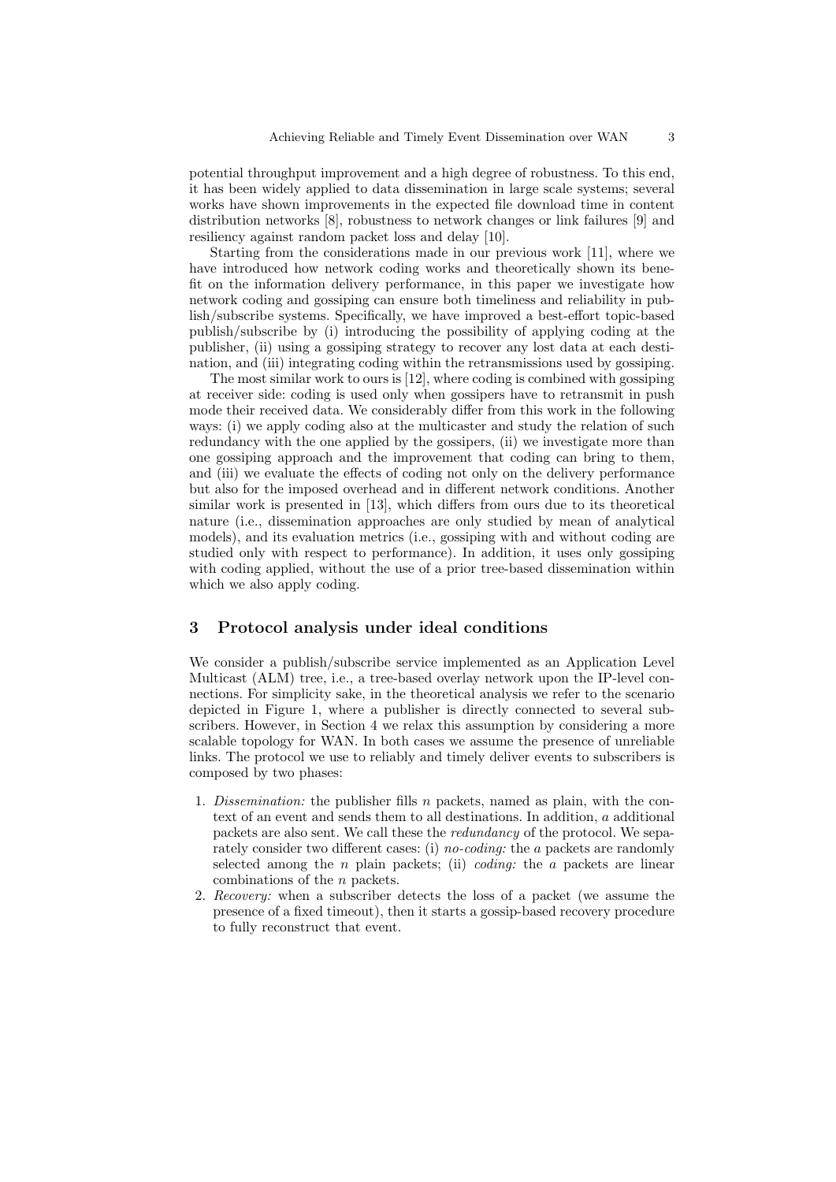potential throughput improvement and a high degree of robustness. To this end, it has been widely applied to data dissemination in large scale systems; several works have shown improvements in the expected file download time in content distribution networks [8], robustness to network changes or link failures [9] and resiliency against random packet loss and delay [10].

Starting from the considerations made in our previous work [11], where we have introduced how network coding works and theoretically shown its benefit on the information delivery performance, in this paper we investigate how network coding and gossiping can ensure both timeliness and reliability in publish/subscribe systems. Specifically, we have improved a best-effort topic-based publish/subscribe by (i) introducing the possibility of applying coding at the publisher, (ii) using a gossiping strategy to recover any lost data at each destination, and (iii) integrating coding within the retransmissions used by gossiping.

The most similar work to ours is [12], where coding is combined with gossiping at receiver side: coding is used only when gossipers have to retransmit in push mode their received data. We considerably differ from this work in the following ways: (i) we apply coding also at the multicaster and study the relation of such redundancy with the one applied by the gossipers, (ii) we investigate more than one gossiping approach and the improvement that coding can bring to them, and (iii) we evaluate the effects of coding not only on the delivery performance but also for the imposed overhead and in different network conditions. Another similar work is presented in [13], which differs from ours due to its theoretical nature (i.e., dissemination approaches are only studied by mean of analytical models), and its evaluation metrics (i.e., gossiping with and without coding are studied only with respect to performance). In addition, it uses only gossiping with coding applied, without the use of a prior tree-based dissemination within which we also apply coding.

## 3 Protocol analysis under ideal conditions

We consider a publish/subscribe service implemented as an Application Level Multicast (ALM) tree, i.e., a tree-based overlay network upon the IP-level connections. For simplicity sake, in the theoretical analysis we refer to the scenario depicted in Figure 1, where a publisher is directly connected to several subscribers. However, in Section 4 we relax this assumption by considering a more scalable topology for WAN. In both cases we assume the presence of unreliable links. The protocol we use to reliably and timely deliver events to subscribers is composed by two phases:

1. *Dissemination:* the publisher fills $n$ packets, named as plain, with the context of an event and sends them to all destinations. In addition, $a$ additional packets are also sent. We call these the *redundancy* of the protocol. We separately consider two different cases: (i) *no-coding:* the $a$ packets are randomly selected among the $n$ plain packets; (ii) *coding:* the $a$ packets are linear combinations of the $n$ packets.
2. *Recovery:* when a subscriber detects the loss of a packet (we assume the presence of a fixed timeout), then it starts a gossip-based recovery procedure to fully reconstruct that event.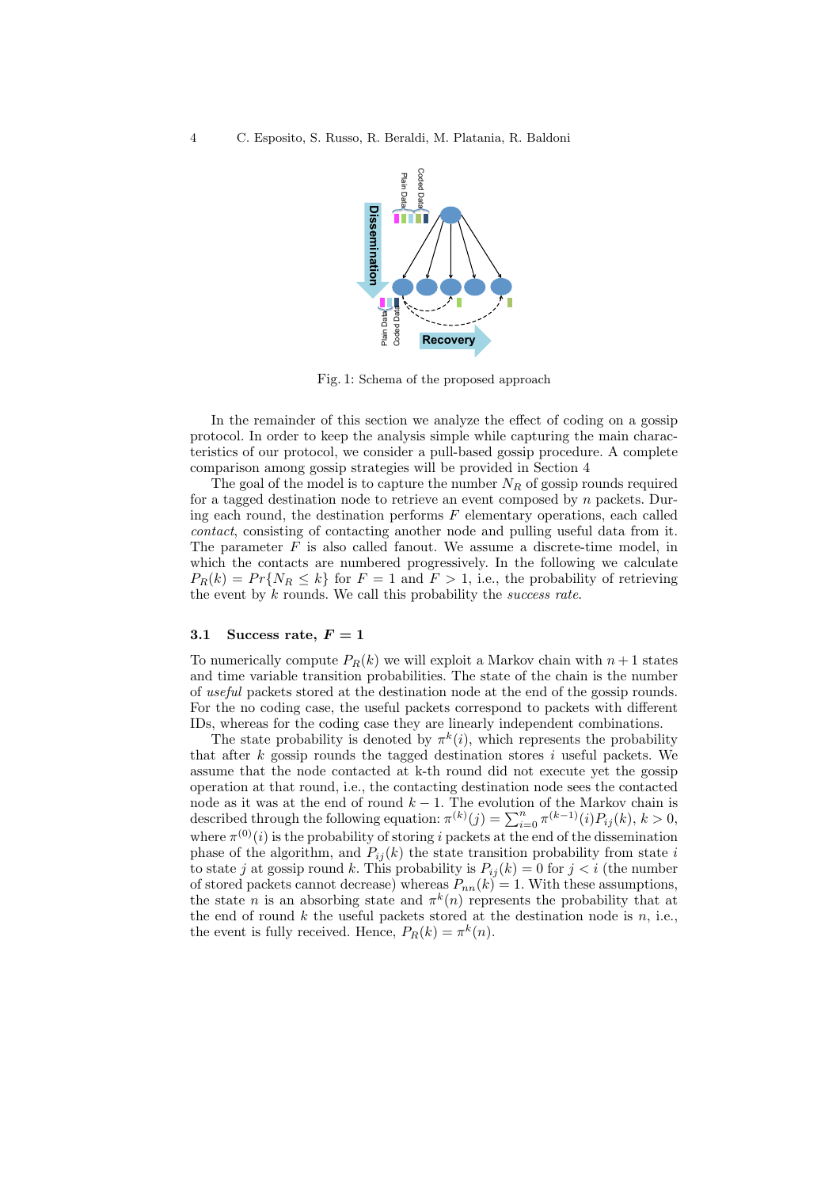Fig. 1: Schema of the proposed approach

In the remainder of this section we analyze the effect of coding on a gossip protocol. In order to keep the analysis simple while capturing the main characteristics of our protocol, we consider a pull-based gossip procedure. A complete comparison among gossip strategies will be provided in Section 4

The goal of the model is to capture the number $N_R$ of gossip rounds required for a tagged destination node to retrieve an event composed by $n$ packets. During each round, the destination performs $F$ elementary operations, each called *contact*, consisting of contacting another node and pulling useful data from it. The parameter $F$ is also called fanout. We assume a discrete-time model, in which the contacts are numbered progressively. In the following we calculate $P_R(k) = Pr\{N_R \leq k\}$ for $F = 1$ and $F > 1$, i.e., the probability of retrieving the event by $k$ rounds. We call this probability the *success rate*.

### 3.1 Success rate, $F = 1$

To numerically compute $P_R(k)$ we will exploit a Markov chain with $n+1$ states and time variable transition probabilities. The state of the chain is the number of *useful* packets stored at the destination node at the end of the gossip rounds. For the no coding case, the useful packets correspond to packets with different IDs, whereas for the coding case they are linearly independent combinations.

The state probability is denoted by $\pi^k(i)$, which represents the probability that after $k$ gossip rounds the tagged destination stores $i$ useful packets. We assume that the node contacted at k-th round did not execute yet the gossip operation at that round, i.e., the contacting destination node sees the contacted node as it was at the end of round $k-1$. The evolution of the Markov chain is described through the following equation: $\pi^{(k)}(j) = \sum_{i=0}^{n} \pi^{(k-1)}(i)P_{ij}(k)$, $k > 0$, where $\pi^{(0)}(i)$ is the probability of storing $i$ packets at the end of the dissemination phase of the algorithm, and $P_{ij}(k)$ the state transition probability from state $i$ to state $j$ at gossip round $k$. This probability is $P_{ij}(k) = 0$ for $j < i$ (the number of stored packets cannot decrease) whereas $P_{nn}(k) = 1$. With these assumptions, the state $n$ is an absorbing state and $\pi^k(n)$ represents the probability that at the end of round $k$ the useful packets stored at the destination node is $n$, i.e., the event is fully received. Hence, $P_R(k) = \pi^k(n)$.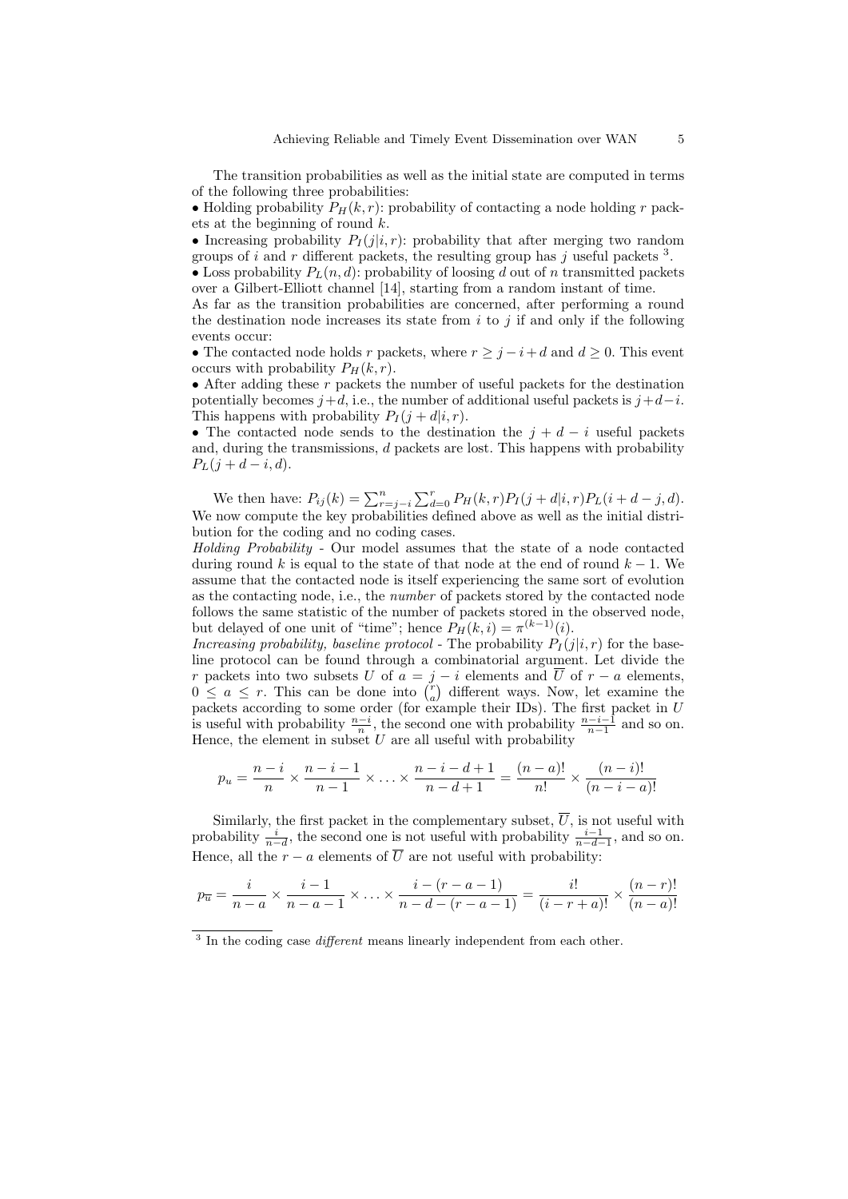The transition probabilities as well as the initial state are computed in terms of the following three probabilities:

• Holding probability $P_H(k, r)$: probability of contacting a node holding $r$ packets at the beginning of round $k$.

• Increasing probability $P_I(j|i, r)$: probability that after merging two random groups of $i$ and $r$ different packets, the resulting group has $j$ useful packets [3].

• Loss probability $P_L(n, d)$: probability of loosing $d$ out of $n$ transmitted packets over a Gilbert-Elliott channel [14], starting from a random instant of time.

As far as the transition probabilities are concerned, after performing a round the destination node increases its state from $i$ to $j$ if and only if the following events occur:

• The contacted node holds $r$ packets, where $r \geq j - i + d$ and $d \geq 0$. This event occurs with probability $P_H(k, r)$.

• After adding these $r$ packets the number of useful packets for the destination potentially becomes $j+d$, i.e., the number of additional useful packets is $j+d-i$. This happens with probability $P_I(j + d|i, r)$.

• The contacted node sends to the destination the $j + d - i$ useful packets and, during the transmissions, $d$ packets are lost. This happens with probability $P_L(j + d - i, d)$.

We then have: $P_{ij}(k) = \sum_{r=j-i}^{n} \sum_{d=0}^{r} P_H(k, r) P_I(j + d|i, r) P_L(i + d - j, d)$. We now compute the key probabilities defined above as well as the initial distribution for the coding and no coding cases.

*Holding Probability* - Our model assumes that the state of a node contacted during round $k$ is equal to the state of that node at the end of round $k - 1$. We assume that the contacted node is itself experiencing the same sort of evolution as the contacting node, i.e., the *number* of packets stored by the contacted node follows the same statistic of the number of packets stored in the observed node, but delayed of one unit of "time"; hence $P_H(k, i) = \pi^{(k-1)}(i)$.

*Increasing probability, baseline protocol* - The probability $P_I(j|i, r)$ for the baseline protocol can be found through a combinatorial argument. Let divide the $r$ packets into two subsets $U$ of $a = j - i$ elements and $\overline{U}$ of $r - a$ elements, $0 \leq a \leq r$. This can be done into $\binom{r}{a}$ different ways. Now, let examine the packets according to some order (for example their IDs). The first packet in $U$ is useful with probability $\frac{n-i}{n}$, the second one with probability $\frac{n-i-1}{n-1}$ and so on. Hence, the element in subset $U$ are all useful with probability

$$p_u = \frac{n-i}{n} \times \frac{n-i-1}{n-1} \times \ldots \times \frac{n-i-d+1}{n-d+1} = \frac{(n-a)!}{n!} \times \frac{(n-i)!}{(n-i-a)!}$$

Similarly, the first packet in the complementary subset, $\overline{U}$, is not useful with probability $\frac{i}{n-d}$, the second one is not useful with probability $\frac{i-1}{n-d-1}$, and so on. Hence, all the $r - a$ elements of $\overline{U}$ are not useful with probability:

$$p_{\overline{u}} = \frac{i}{n-a} \times \frac{i-1}{n-a-1} \times \ldots \times \frac{i-(r-a-1)}{n-d-(r-a-1)} = \frac{i!}{(i-r+a)!} \times \frac{(n-r)!}{(n-a)!}$$

[3] In the coding case *different* means linearly independent from each other.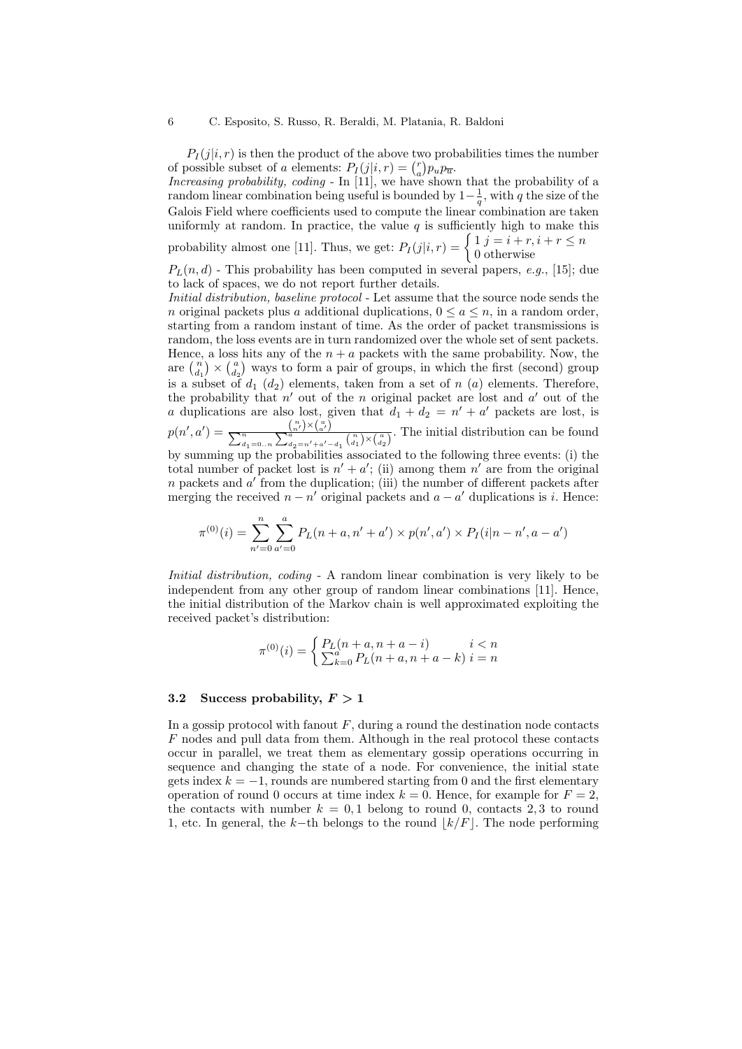$P_I(j|i,r)$ is then the product of the above two probabilities times the number of possible subset of $a$ elements: $P_I(j|i,r) = \binom{r}{a} p_u p_{\overline{u}}$.

*Increasing probability, coding* - In [11], we have shown that the probability of a random linear combination being useful is bounded by $1-\frac{1}{q}$, with $q$ the size of the Galois Field where coefficients used to compute the linear combination are taken uniformly at random. In practice, the value $q$ is sufficiently high to make this probability almost one [11]. Thus, we get: $P_I(j|i,r) = \begin{cases} 1 & j = i + r, i + r \leq n \\ 0 & \text{otherwise} \end{cases}$

$P_L(n,d)$ - This probability has been computed in several papers, *e.g.*, [15]; due to lack of spaces, we do not report further details.

*Initial distribution, baseline protocol* - Let assume that the source node sends the $n$ original packets plus $a$ additional duplications, $0 \leq a \leq n$, in a random order, starting from a random instant of time. As the order of packet transmissions is random, the loss events are in turn randomized over the whole set of sent packets. Hence, a loss hits any of the $n+a$ packets with the same probability. Now, the are $\binom{n}{d_1} \times \binom{a}{d_2}$ ways to form a pair of groups, in which the first (second) group is a subset of $d_1$ ($d_2$) elements, taken from a set of $n$ ($a$) elements. Therefore, the probability that $n'$ out of the $n$ original packet are lost and $a'$ out of the $a$ duplications are also lost, given that $d_1 + d_2 = n' + a'$ packets are lost, is $p(n', a') = \frac{\binom{n}{n'} \times \binom{a}{a'}}{\sum_{d_1=0..n}^{n} \sum_{d_2=n'+a'-d_1}^{a} \binom{n}{d_1} \times \binom{a}{d_2}}$. The initial distribution can be found by summing up the probabilities associated to the following three events: (i) the total number of packet lost is $n' + a'$; (ii) among them $n'$ are from the original $n$ packets and $a'$ from the duplication; (iii) the number of different packets after merging the received $n - n'$ original packets and $a - a'$ duplications is $i$. Hence:

$$\pi^{(0)}(i) = \sum_{n'=0}^{n} \sum_{a'=0}^{a} P_L(n+a, n'+a') \times p(n', a') \times P_I(i|n-n', a-a')$$

*Initial distribution, coding* - A random linear combination is very likely to be independent from any other group of random linear combinations [11]. Hence, the initial distribution of the Markov chain is well approximated exploiting the received packet's distribution:

$$\pi^{(0)}(i) = \begin{cases} P_L(n+a, n+a-i) & i < n \\ \sum_{k=0}^{a} P_L(n+a, n+a-k) & i = n \end{cases}$$

### 3.2 Success probability, $F > 1$

In a gossip protocol with fanout $F$, during a round the destination node contacts $F$ nodes and pull data from them. Although in the real protocol these contacts occur in parallel, we treat them as elementary gossip operations occurring in sequence and changing the state of a node. For convenience, the initial state gets index $k = -1$, rounds are numbered starting from 0 and the first elementary operation of round 0 occurs at time index $k = 0$. Hence, for example for $F = 2$, the contacts with number $k = 0, 1$ belong to round 0, contacts $2, 3$ to round 1, etc. In general, the $k$−th belongs to the round $\lfloor k/F \rfloor$. The node performing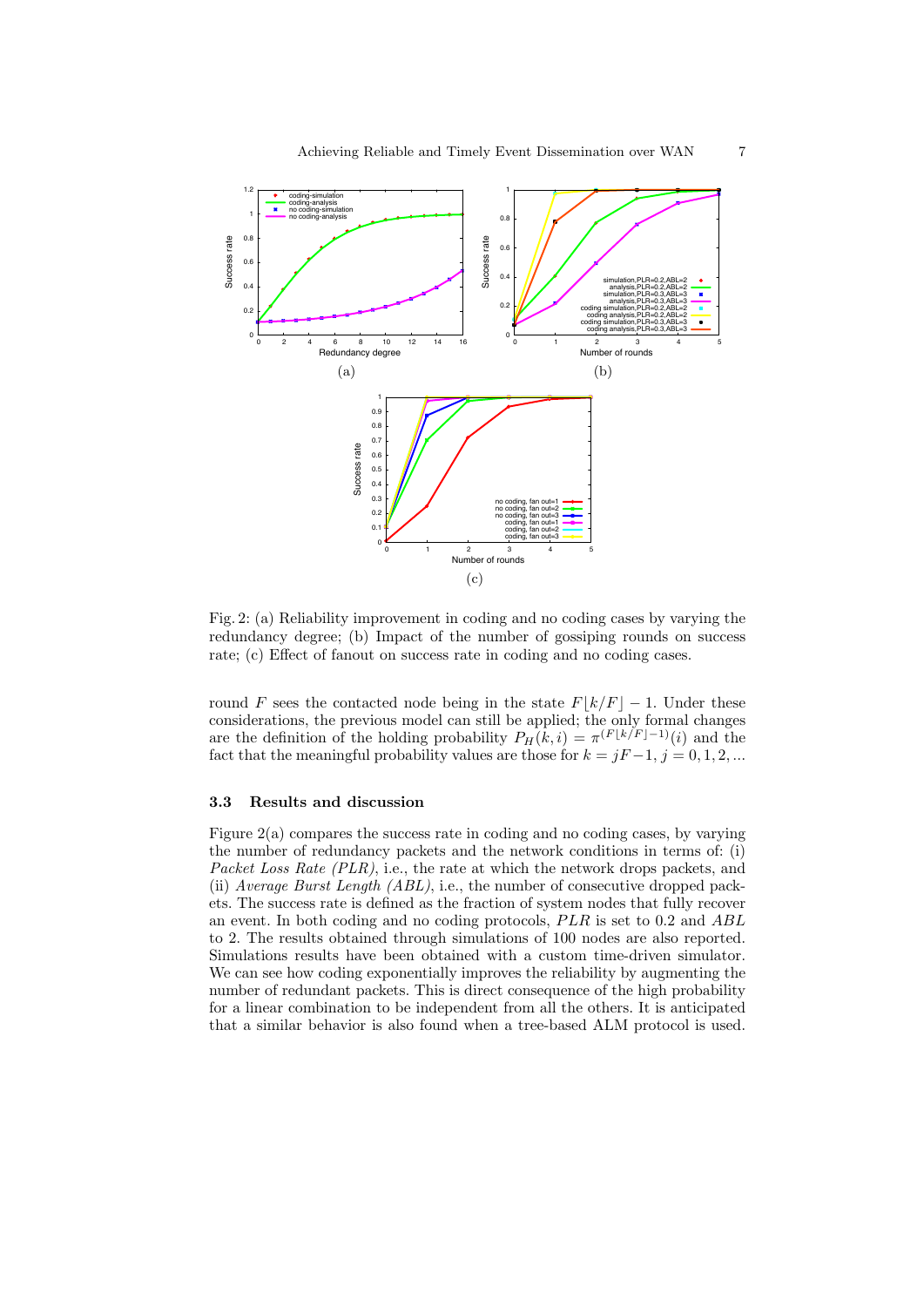Fig. 2: (a) Reliability improvement in coding and no coding cases by varying the redundancy degree; (b) Impact of the number of gossiping rounds on success rate; (c) Effect of fanout on success rate in coding and no coding cases.

round $F$ sees the contacted node being in the state $F\lfloor k/F \rfloor - 1$. Under these considerations, the previous model can still be applied; the only formal changes are the definition of the holding probability $P_H(k, i) = \pi^{(F\lfloor k/F \rfloor - 1)}(i)$ and the fact that the meaningful probability values are those for $k = jF - 1$, $j = 0, 1, 2, ...$

### 3.3 Results and discussion

Figure 2(a) compares the success rate in coding and no coding cases, by varying the number of redundancy packets and the network conditions in terms of: (i) *Packet Loss Rate (PLR)*, i.e., the rate at which the network drops packets, and (ii) *Average Burst Length (ABL)*, i.e., the number of consecutive dropped packets. The success rate is defined as the fraction of system nodes that fully recover an event. In both coding and no coding protocols, $PLR$ is set to 0.2 and $ABL$ to 2. The results obtained through simulations of 100 nodes are also reported. Simulations results have been obtained with a custom time-driven simulator. We can see how coding exponentially improves the reliability by augmenting the number of redundant packets. This is direct consequence of the high probability for a linear combination to be independent from all the others. It is anticipated that a similar behavior is also found when a tree-based ALM protocol is used.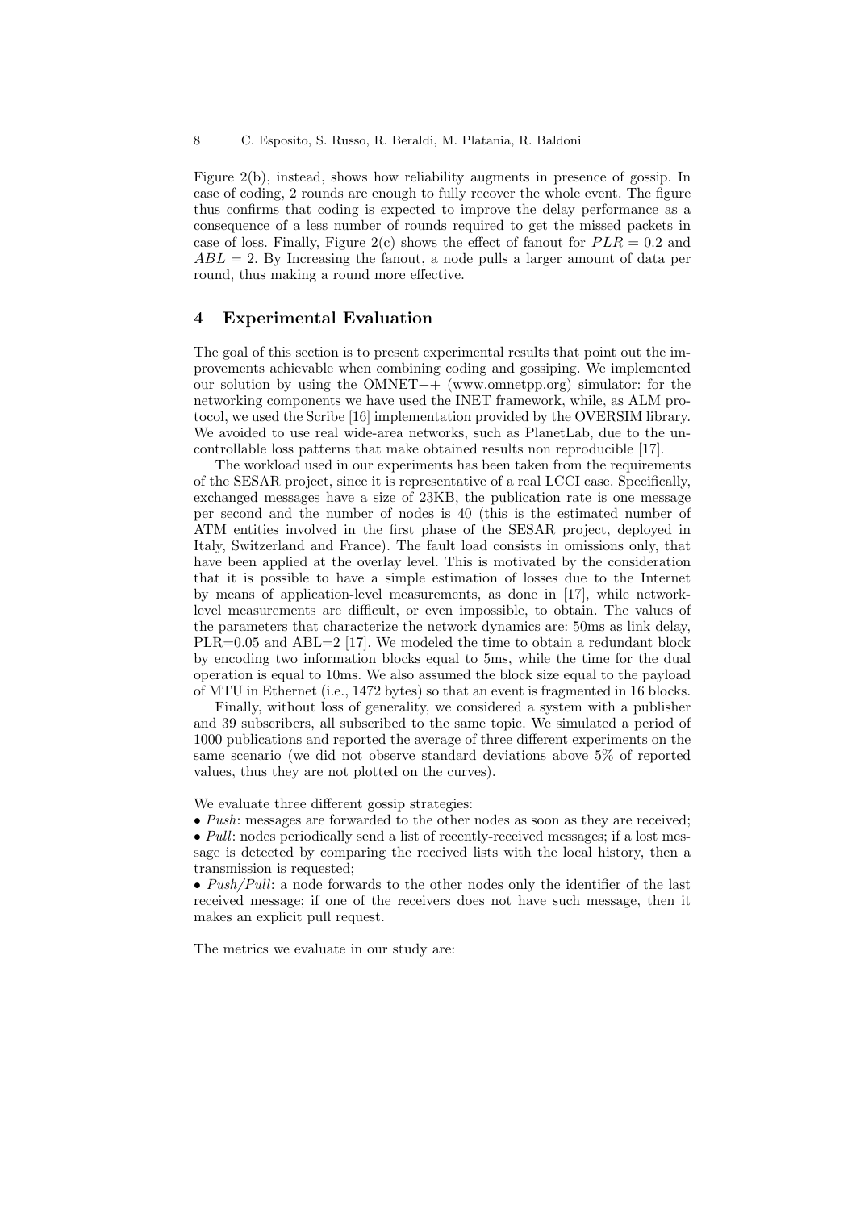Figure 2(b), instead, shows how reliability augments in presence of gossip. In case of coding, 2 rounds are enough to fully recover the whole event. The figure thus confirms that coding is expected to improve the delay performance as a consequence of a less number of rounds required to get the missed packets in case of loss. Finally, Figure 2(c) shows the effect of fanout for $PLR = 0.2$ and $ABL = 2$. By Increasing the fanout, a node pulls a larger amount of data per round, thus making a round more effective.

## 4 Experimental Evaluation

The goal of this section is to present experimental results that point out the improvements achievable when combining coding and gossiping. We implemented our solution by using the OMNET++ (www.omnetpp.org) simulator: for the networking components we have used the INET framework, while, as ALM protocol, we used the Scribe [16] implementation provided by the OVERSIM library. We avoided to use real wide-area networks, such as PlanetLab, due to the uncontrollable loss patterns that make obtained results non reproducible [17].

The workload used in our experiments has been taken from the requirements of the SESAR project, since it is representative of a real LCCI case. Specifically, exchanged messages have a size of 23KB, the publication rate is one message per second and the number of nodes is 40 (this is the estimated number of ATM entities involved in the first phase of the SESAR project, deployed in Italy, Switzerland and France). The fault load consists in omissions only, that have been applied at the overlay level. This is motivated by the consideration that it is possible to have a simple estimation of losses due to the Internet by means of application-level measurements, as done in [17], while network-level measurements are difficult, or even impossible, to obtain. The values of the parameters that characterize the network dynamics are: 50ms as link delay, PLR=0.05 and ABL=2 [17]. We modeled the time to obtain a redundant block by encoding two information blocks equal to 5ms, while the time for the dual operation is equal to 10ms. We also assumed the block size equal to the payload of MTU in Ethernet (i.e., 1472 bytes) so that an event is fragmented in 16 blocks.

Finally, without loss of generality, we considered a system with a publisher and 39 subscribers, all subscribed to the same topic. We simulated a period of 1000 publications and reported the average of three different experiments on the same scenario (we did not observe standard deviations above 5% of reported values, thus they are not plotted on the curves).

We evaluate three different gossip strategies:

- *Push*: messages are forwarded to the other nodes as soon as they are received;
- *Pull*: nodes periodically send a list of recently-received messages; if a lost message is detected by comparing the received lists with the local history, then a transmission is requested;
- *Push/Pull*: a node forwards to the other nodes only the identifier of the last received message; if one of the receivers does not have such message, then it makes an explicit pull request.

The metrics we evaluate in our study are: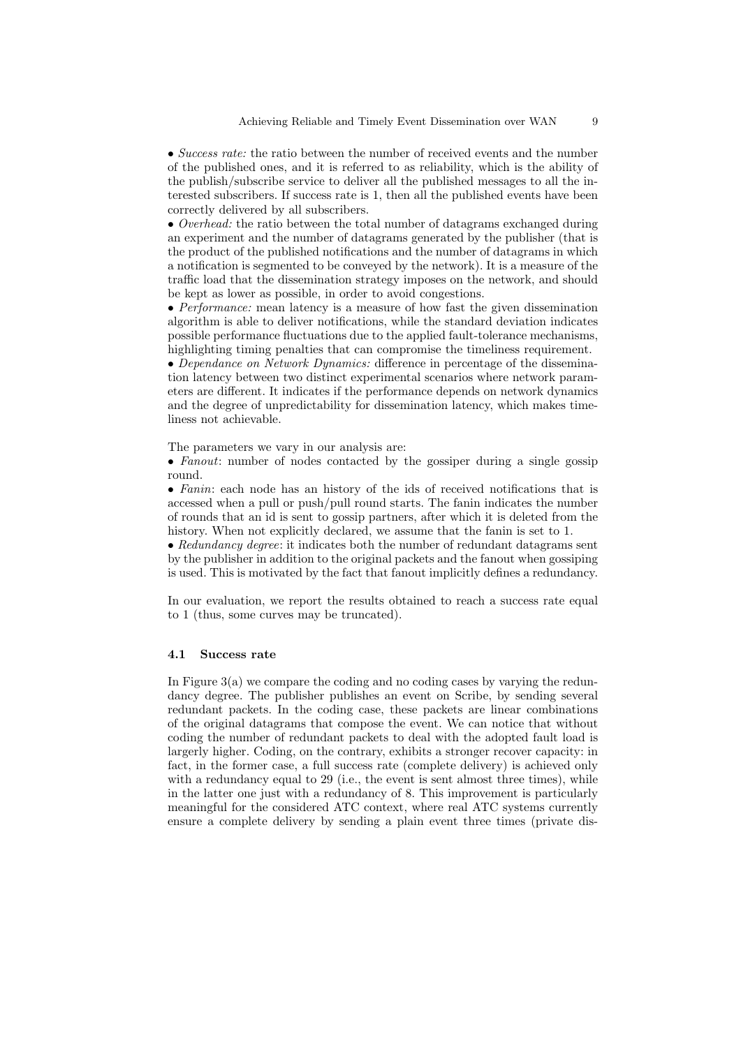• *Success rate:* the ratio between the number of received events and the number of the published ones, and it is referred to as reliability, which is the ability of the publish/subscribe service to deliver all the published messages to all the interested subscribers. If success rate is 1, then all the published events have been correctly delivered by all subscribers.
• *Overhead:* the ratio between the total number of datagrams exchanged during an experiment and the number of datagrams generated by the publisher (that is the product of the published notifications and the number of datagrams in which a notification is segmented to be conveyed by the network). It is a measure of the traffic load that the dissemination strategy imposes on the network, and should be kept as lower as possible, in order to avoid congestions.
• *Performance:* mean latency is a measure of how fast the given dissemination algorithm is able to deliver notifications, while the standard deviation indicates possible performance fluctuations due to the applied fault-tolerance mechanisms, highlighting timing penalties that can compromise the timeliness requirement.
• *Dependance on Network Dynamics:* difference in percentage of the dissemination latency between two distinct experimental scenarios where network parameters are different. It indicates if the performance depends on network dynamics and the degree of unpredictability for dissemination latency, which makes timeliness not achievable.

The parameters we vary in our analysis are:
• *Fanout*: number of nodes contacted by the gossiper during a single gossip round.
• *Fanin*: each node has an history of the ids of received notifications that is accessed when a pull or push/pull round starts. The fanin indicates the number of rounds that an id is sent to gossip partners, after which it is deleted from the history. When not explicitly declared, we assume that the fanin is set to 1.
• *Redundancy degree*: it indicates both the number of redundant datagrams sent by the publisher in addition to the original packets and the fanout when gossiping is used. This is motivated by the fact that fanout implicitly defines a redundancy.

In our evaluation, we report the results obtained to reach a success rate equal to 1 (thus, some curves may be truncated).

### 4.1 Success rate

In Figure 3(a) we compare the coding and no coding cases by varying the redundancy degree. The publisher publishes an event on Scribe, by sending several redundant packets. In the coding case, these packets are linear combinations of the original datagrams that compose the event. We can notice that without coding the number of redundant packets to deal with the adopted fault load is largerly higher. Coding, on the contrary, exhibits a stronger recover capacity: in fact, in the former case, a full success rate (complete delivery) is achieved only with a redundancy equal to 29 (i.e., the event is sent almost three times), while in the latter one just with a redundancy of 8. This improvement is particularly meaningful for the considered ATC context, where real ATC systems currently ensure a complete delivery by sending a plain event three times (private dis-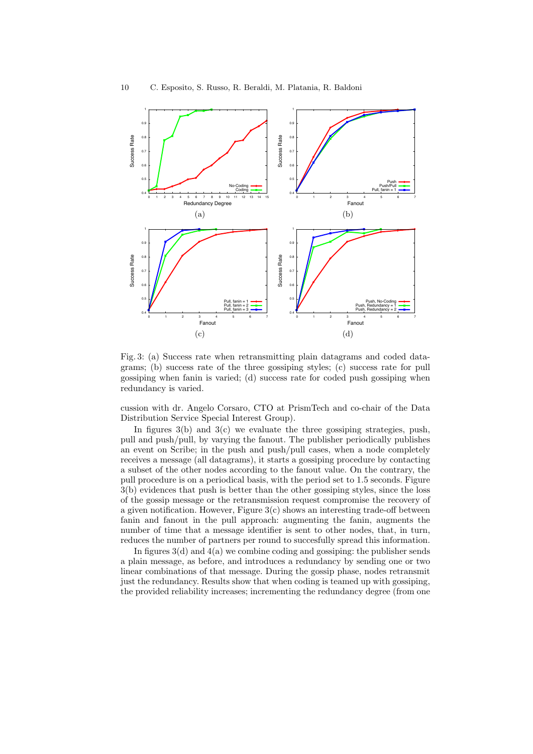Fig. 3: (a) Success rate when retransmitting plain datagrams and coded datagrams; (b) success rate of the three gossiping styles; (c) success rate for pull gossiping when fanin is varied; (d) success rate for coded push gossiping when redundancy is varied.

cussion with dr. Angelo Corsaro, CTO at PrismTech and co-chair of the Data Distribution Service Special Interest Group).

In figures 3(b) and 3(c) we evaluate the three gossiping strategies, push, pull and push/pull, by varying the fanout. The publisher periodically publishes an event on Scribe; in the push and push/pull cases, when a node completely receives a message (all datagrams), it starts a gossiping procedure by contacting a subset of the other nodes according to the fanout value. On the contrary, the pull procedure is on a periodical basis, with the period set to 1.5 seconds. Figure 3(b) evidences that push is better than the other gossiping styles, since the loss of the gossip message or the retransmission request compromise the recovery of a given notification. However, Figure 3(c) shows an interesting trade-off between fanin and fanout in the pull approach: augmenting the fanin, augments the number of time that a message identifier is sent to other nodes, that, in turn, reduces the number of partners per round to succesfully spread this information.

In figures 3(d) and 4(a) we combine coding and gossiping: the publisher sends a plain message, as before, and introduces a redundancy by sending one or two linear combinations of that message. During the gossip phase, nodes retransmit just the redundancy. Results show that when coding is teamed up with gossiping, the provided reliability increases; incrementing the redundancy degree (from one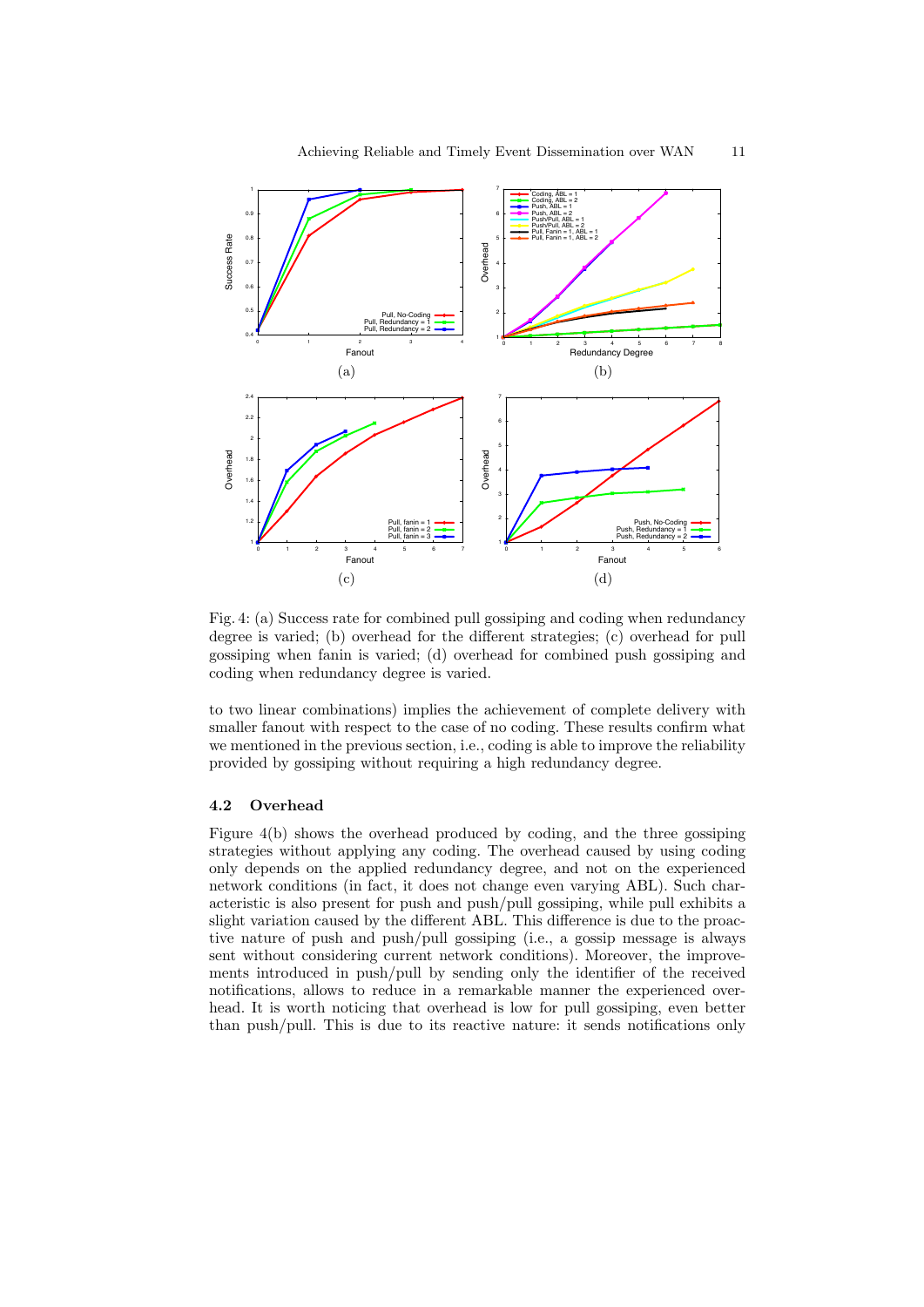Fig. 4: (a) Success rate for combined pull gossiping and coding when redundancy degree is varied; (b) overhead for the different strategies; (c) overhead for pull gossiping when fanin is varied; (d) overhead for combined push gossiping and coding when redundancy degree is varied.

to two linear combinations) implies the achievement of complete delivery with smaller fanout with respect to the case of no coding. These results confirm what we mentioned in the previous section, i.e., coding is able to improve the reliability provided by gossiping without requiring a high redundancy degree.

### 4.2 Overhead

Figure 4(b) shows the overhead produced by coding, and the three gossiping strategies without applying any coding. The overhead caused by using coding only depends on the applied redundancy degree, and not on the experienced network conditions (in fact, it does not change even varying ABL). Such characteristic is also present for push and push/pull gossiping, while pull exhibits a slight variation caused by the different ABL. This difference is due to the proactive nature of push and push/pull gossiping (i.e., a gossip message is always sent without considering current network conditions). Moreover, the improvements introduced in push/pull by sending only the identifier of the received notifications, allows to reduce in a remarkable manner the experienced overhead. It is worth noticing that overhead is low for pull gossiping, even better than push/pull. This is due to its reactive nature: it sends notifications only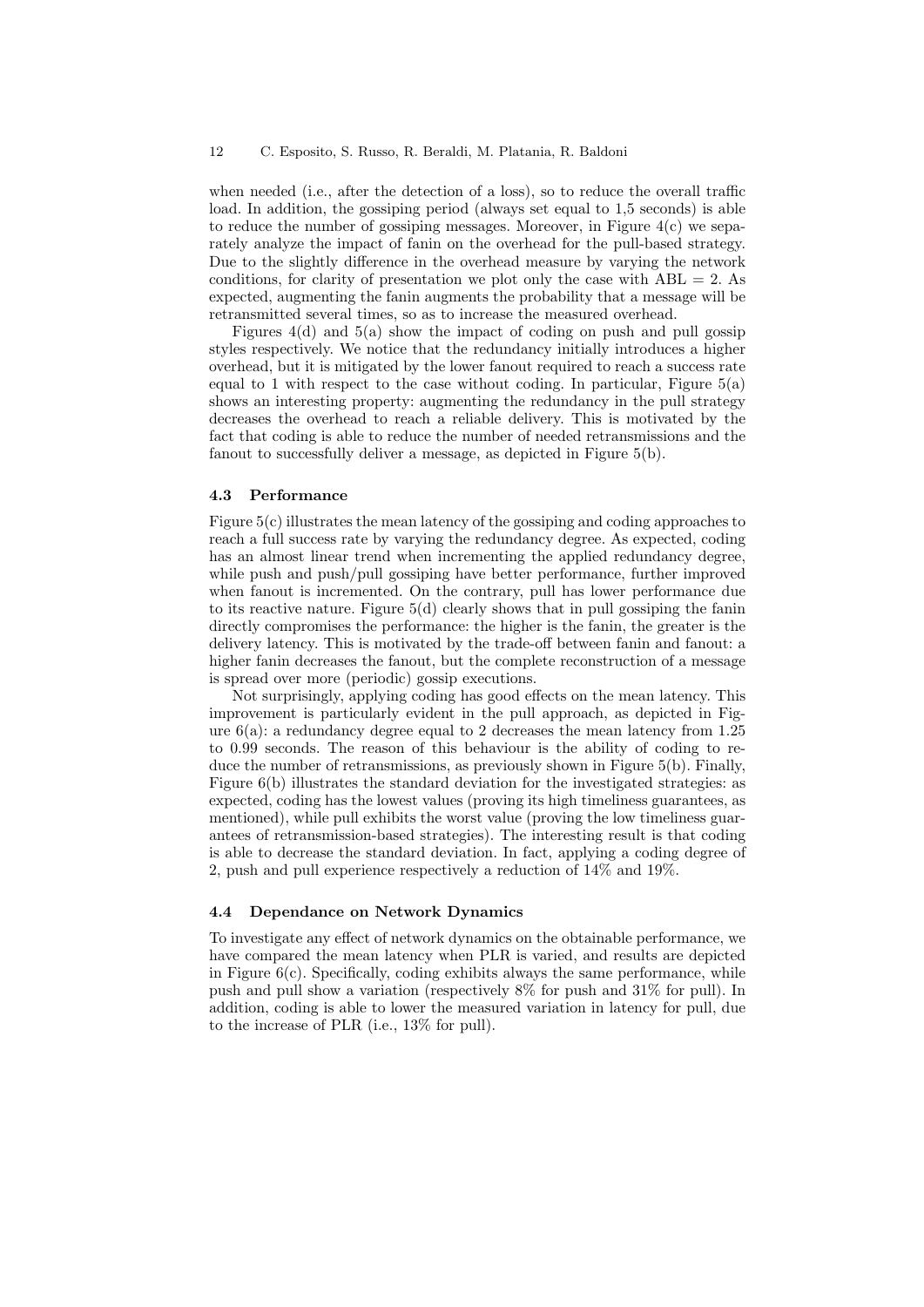when needed (i.e., after the detection of a loss), so to reduce the overall traffic load. In addition, the gossiping period (always set equal to 1,5 seconds) is able to reduce the number of gossiping messages. Moreover, in Figure 4(c) we separately analyze the impact of fanin on the overhead for the pull-based strategy. Due to the slightly difference in the overhead measure by varying the network conditions, for clarity of presentation we plot only the case with ABL = 2. As expected, augmenting the fanin augments the probability that a message will be retransmitted several times, so as to increase the measured overhead.

Figures 4(d) and 5(a) show the impact of coding on push and pull gossip styles respectively. We notice that the redundancy initially introduces a higher overhead, but it is mitigated by the lower fanout required to reach a success rate equal to 1 with respect to the case without coding. In particular, Figure 5(a) shows an interesting property: augmenting the redundancy in the pull strategy decreases the overhead to reach a reliable delivery. This is motivated by the fact that coding is able to reduce the number of needed retransmissions and the fanout to successfully deliver a message, as depicted in Figure 5(b).

### 4.3 Performance

Figure 5(c) illustrates the mean latency of the gossiping and coding approaches to reach a full success rate by varying the redundancy degree. As expected, coding has an almost linear trend when incrementing the applied redundancy degree, while push and push/pull gossiping have better performance, further improved when fanout is incremented. On the contrary, pull has lower performance due to its reactive nature. Figure 5(d) clearly shows that in pull gossiping the fanin directly compromises the performance: the higher is the fanin, the greater is the delivery latency. This is motivated by the trade-off between fanin and fanout: a higher fanin decreases the fanout, but the complete reconstruction of a message is spread over more (periodic) gossip executions.

Not surprisingly, applying coding has good effects on the mean latency. This improvement is particularly evident in the pull approach, as depicted in Figure 6(a): a redundancy degree equal to 2 decreases the mean latency from 1.25 to 0.99 seconds. The reason of this behaviour is the ability of coding to reduce the number of retransmissions, as previously shown in Figure 5(b). Finally, Figure 6(b) illustrates the standard deviation for the investigated strategies: as expected, coding has the lowest values (proving its high timeliness guarantees, as mentioned), while pull exhibits the worst value (proving the low timeliness guarantees of retransmission-based strategies). The interesting result is that coding is able to decrease the standard deviation. In fact, applying a coding degree of 2, push and pull experience respectively a reduction of 14% and 19%.

### 4.4 Dependance on Network Dynamics

To investigate any effect of network dynamics on the obtainable performance, we have compared the mean latency when PLR is varied, and results are depicted in Figure 6(c). Specifically, coding exhibits always the same performance, while push and pull show a variation (respectively 8% for push and 31% for pull). In addition, coding is able to lower the measured variation in latency for pull, due to the increase of PLR (i.e., 13% for pull).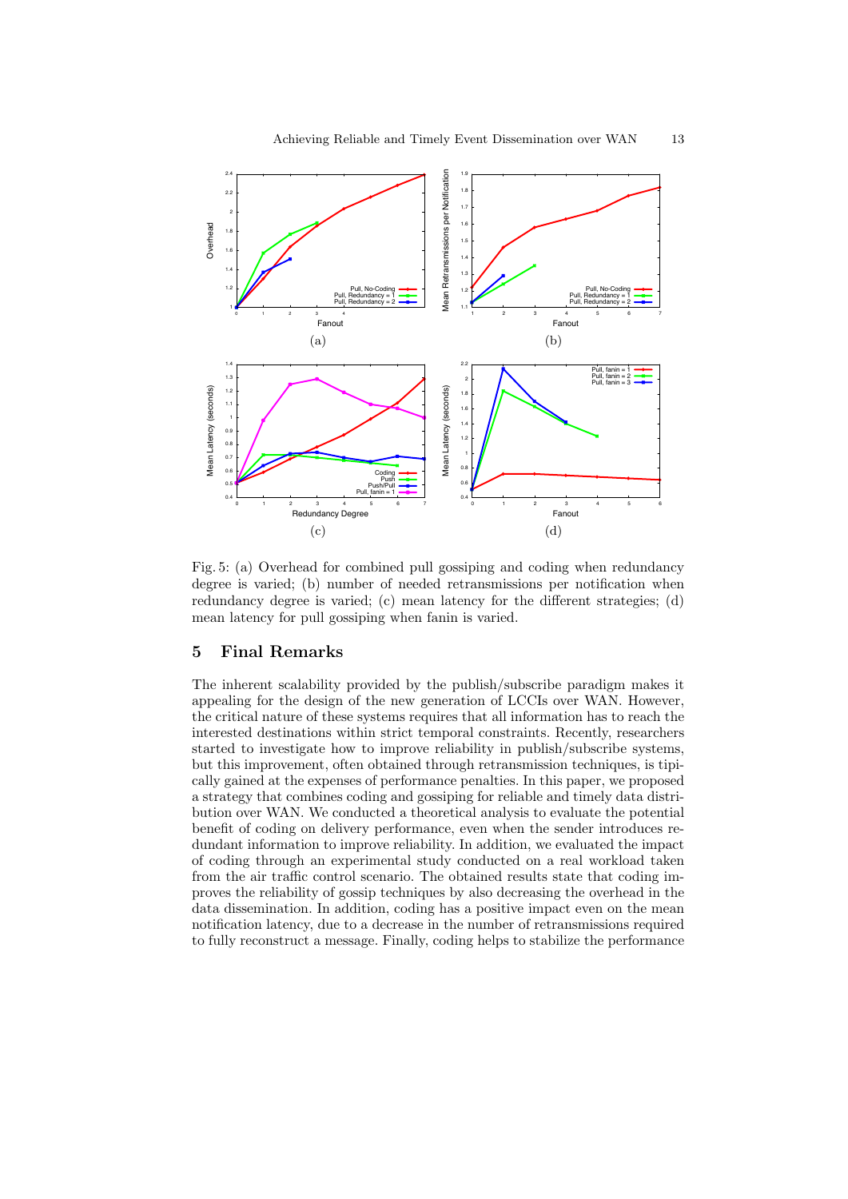Fig. 5: (a) Overhead for combined pull gossiping and coding when redundancy degree is varied; (b) number of needed retransmissions per notification when redundancy degree is varied; (c) mean latency for the different strategies; (d) mean latency for pull gossiping when fanin is varied.

## 5 Final Remarks

The inherent scalability provided by the publish/subscribe paradigm makes it appealing for the design of the new generation of LCCIs over WAN. However, the critical nature of these systems requires that all information has to reach the interested destinations within strict temporal constraints. Recently, researchers started to investigate how to improve reliability in publish/subscribe systems, but this improvement, often obtained through retransmission techniques, is tipically gained at the expenses of performance penalties. In this paper, we proposed a strategy that combines coding and gossiping for reliable and timely data distribution over WAN. We conducted a theoretical analysis to evaluate the potential benefit of coding on delivery performance, even when the sender introduces redundant information to improve reliability. In addition, we evaluated the impact of coding through an experimental study conducted on a real workload taken from the air traffic control scenario. The obtained results state that coding improves the reliability of gossip techniques by also decreasing the overhead in the data dissemination. In addition, coding has a positive impact even on the mean notification latency, due to a decrease in the number of retransmissions required to fully reconstruct a message. Finally, coding helps to stabilize the performance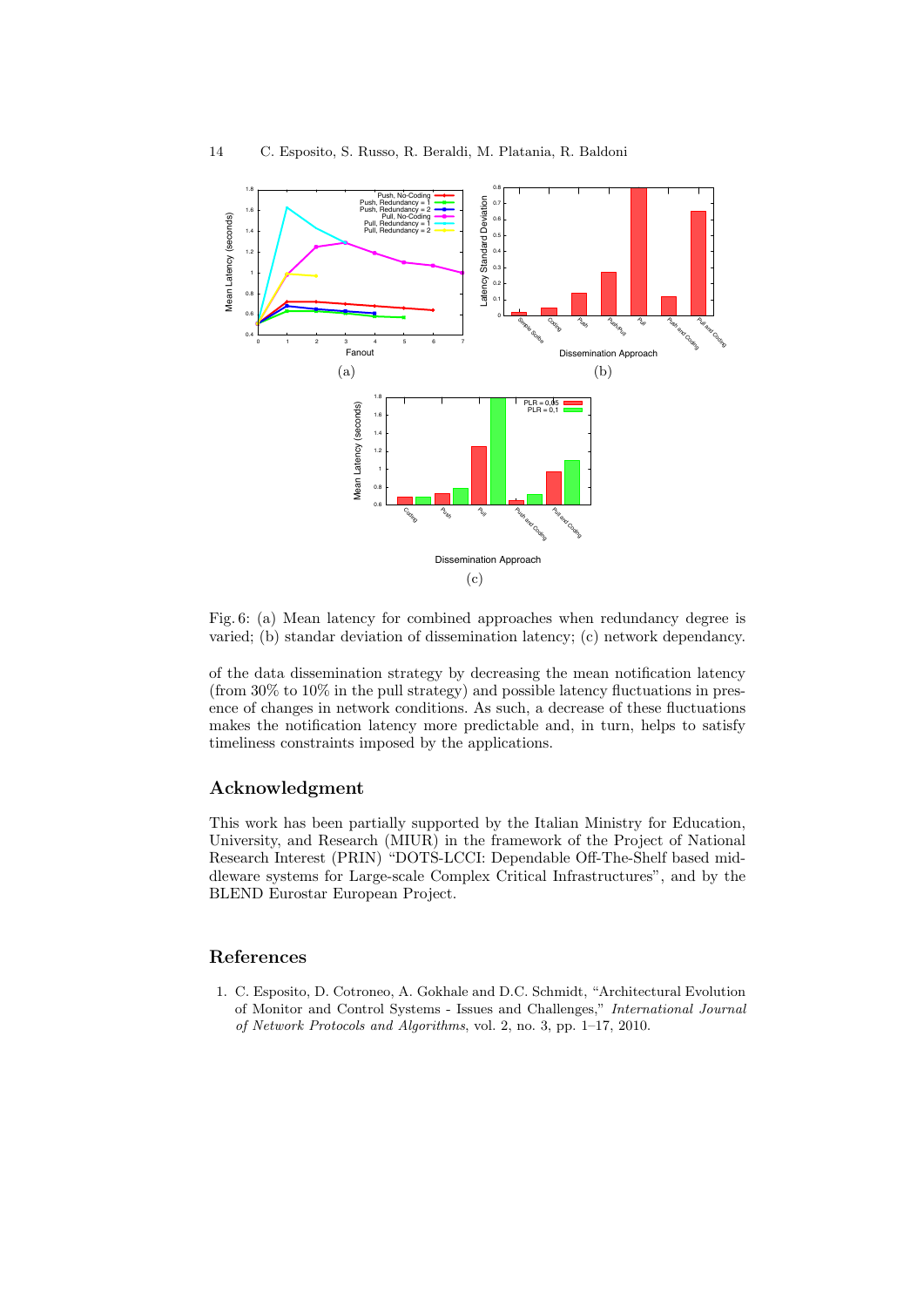Fig. 6: (a) Mean latency for combined approaches when redundancy degree is varied; (b) standar deviation of dissemination latency; (c) network dependancy.

of the data dissemination strategy by decreasing the mean notification latency (from 30% to 10% in the pull strategy) and possible latency fluctuations in presence of changes in network conditions. As such, a decrease of these fluctuations makes the notification latency more predictable and, in turn, helps to satisfy timeliness constraints imposed by the applications.

## Acknowledgment

This work has been partially supported by the Italian Ministry for Education, University, and Research (MIUR) in the framework of the Project of National Research Interest (PRIN) "DOTS-LCCI: Dependable Off-The-Shelf based middleware systems for Large-scale Complex Critical Infrastructures", and by the BLEND Eurostar European Project.

## References

1. C. Esposito, D. Cotroneo, A. Gokhale and D.C. Schmidt, "Architectural Evolution of Monitor and Control Systems - Issues and Challenges," *International Journal of Network Protocols and Algorithms*, vol. 2, no. 3, pp. 1–17, 2010.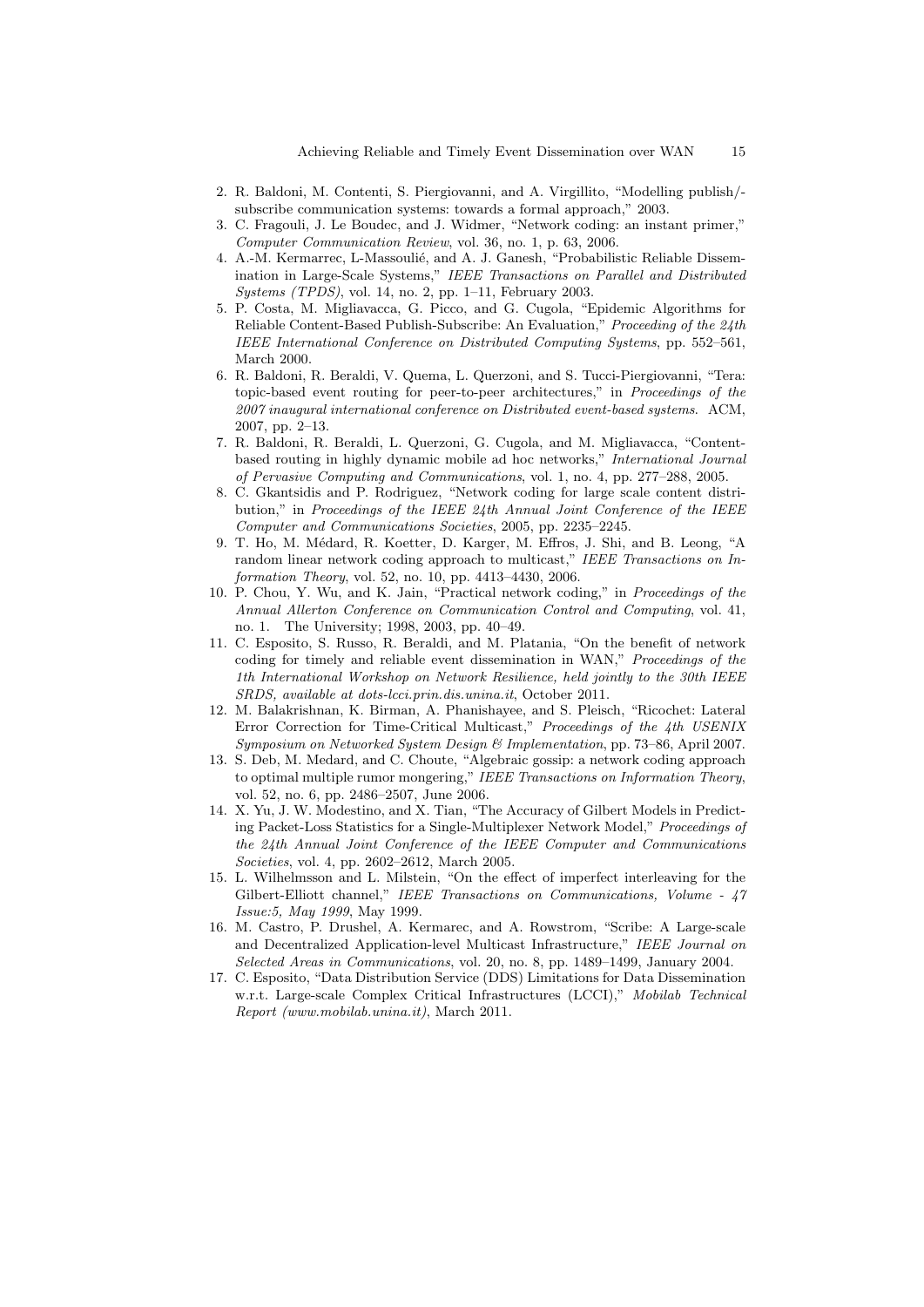2. R. Baldoni, M. Contenti, S. Piergiovanni, and A. Virgillito, "Modelling publish/-subscribe communication systems: towards a formal approach," 2003.
3. C. Fragouli, J. Le Boudec, and J. Widmer, "Network coding: an instant primer," *Computer Communication Review*, vol. 36, no. 1, p. 63, 2006.
4. A.-M. Kermarrec, L-Massoulié, and A. J. Ganesh, "Probabilistic Reliable Dissemination in Large-Scale Systems," *IEEE Transactions on Parallel and Distributed Systems (TPDS)*, vol. 14, no. 2, pp. 1–11, February 2003.
5. P. Costa, M. Migliavacca, G. Picco, and G. Cugola, "Epidemic Algorithms for Reliable Content-Based Publish-Subscribe: An Evaluation," *Proceeding of the 24th IEEE International Conference on Distributed Computing Systems*, pp. 552–561, March 2000.
6. R. Baldoni, R. Beraldi, V. Quema, L. Querzoni, and S. Tucci-Piergiovanni, "Tera: topic-based event routing for peer-to-peer architectures," in *Proceedings of the 2007 inaugural international conference on Distributed event-based systems*. ACM, 2007, pp. 2–13.
7. R. Baldoni, R. Beraldi, L. Querzoni, G. Cugola, and M. Migliavacca, "Content-based routing in highly dynamic mobile ad hoc networks," *International Journal of Pervasive Computing and Communications*, vol. 1, no. 4, pp. 277–288, 2005.
8. C. Gkantsidis and P. Rodriguez, "Network coding for large scale content distribution," in *Proceedings of the IEEE 24th Annual Joint Conference of the IEEE Computer and Communications Societies*, 2005, pp. 2235–2245.
9. T. Ho, M. Médard, R. Koetter, D. Karger, M. Effros, J. Shi, and B. Leong, "A random linear network coding approach to multicast," *IEEE Transactions on Information Theory*, vol. 52, no. 10, pp. 4413–4430, 2006.
10. P. Chou, Y. Wu, and K. Jain, "Practical network coding," in *Proceedings of the Annual Allerton Conference on Communication Control and Computing*, vol. 41, no. 1. The University; 1998, 2003, pp. 40–49.
11. C. Esposito, S. Russo, R. Beraldi, and M. Platania, "On the benefit of network coding for timely and reliable event dissemination in WAN," *Proceedings of the 1th International Workshop on Network Resilience, held jointly to the 30th IEEE SRDS, available at dots-lcci.prin.dis.unina.it*, October 2011.
12. M. Balakrishnan, K. Birman, A. Phanishayee, and S. Pleisch, "Ricochet: Lateral Error Correction for Time-Critical Multicast," *Proceedings of the 4th USENIX Symposium on Networked System Design & Implementation*, pp. 73–86, April 2007.
13. S. Deb, M. Medard, and C. Choute, "Algebraic gossip: a network coding approach to optimal multiple rumor mongering," *IEEE Transactions on Information Theory*, vol. 52, no. 6, pp. 2486–2507, June 2006.
14. X. Yu, J. W. Modestino, and X. Tian, "The Accuracy of Gilbert Models in Predicting Packet-Loss Statistics for a Single-Multiplexer Network Model," *Proceedings of the 24th Annual Joint Conference of the IEEE Computer and Communications Societies*, vol. 4, pp. 2602–2612, March 2005.
15. L. Wilhelmsson and L. Milstein, "On the effect of imperfect interleaving for the Gilbert-Elliott channel," *IEEE Transactions on Communications, Volume - 47 Issue:5, May 1999*, May 1999.
16. M. Castro, P. Drushel, A. Kermarec, and A. Rowstrom, "Scribe: A Large-scale and Decentralized Application-level Multicast Infrastructure," *IEEE Journal on Selected Areas in Communications*, vol. 20, no. 8, pp. 1489–1499, January 2004.
17. C. Esposito, "Data Distribution Service (DDS) Limitations for Data Dissemination w.r.t. Large-scale Complex Critical Infrastructures (LCCI)," *Mobilab Technical Report (www.mobilab.unina.it)*, March 2011.